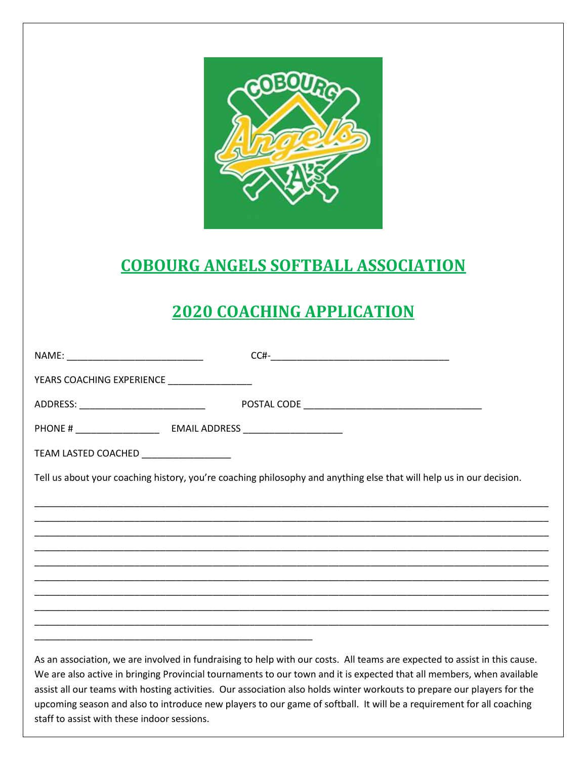# COBOURG ANGELS SOFTBALL ASSOCIATION

## 2020 COACHING APPLICATION

NAME: __________________________ CC#-__________________________________

YEARS COACHING EXPERIENCE ________________

ADDRESS: ________________________ POSTAL CODE __________________________________

PHONE # ________________ EMAIL ADDRESS ___________________

TEAM LASTED COACHED _________________

Tell us about your coaching history, you're coaching philosophy and anything else that will help us in our decision.

____________________________________________________________________________________________________
____________________________________________________________________________________________________
____________________________________________________________________________________________________
____________________________________________________________________________________________________
____________________________________________________________________________________________________
____________________________________________________________________________________________________
____________________________________________________________________________________________________
____________________________________________________________________________________________________
____________________________________________________________________________________________________
_____________________________________________________

As an association, we are involved in fundraising to help with our costs. All teams are expected to assist in this cause. We are also active in bringing Provincial tournaments to our town and it is expected that all members, when available assist all our teams with hosting activities. Our association also holds winter workouts to prepare our players for the upcoming season and also to introduce new players to our game of softball. It will be a requirement for all coaching staff to assist with these indoor sessions.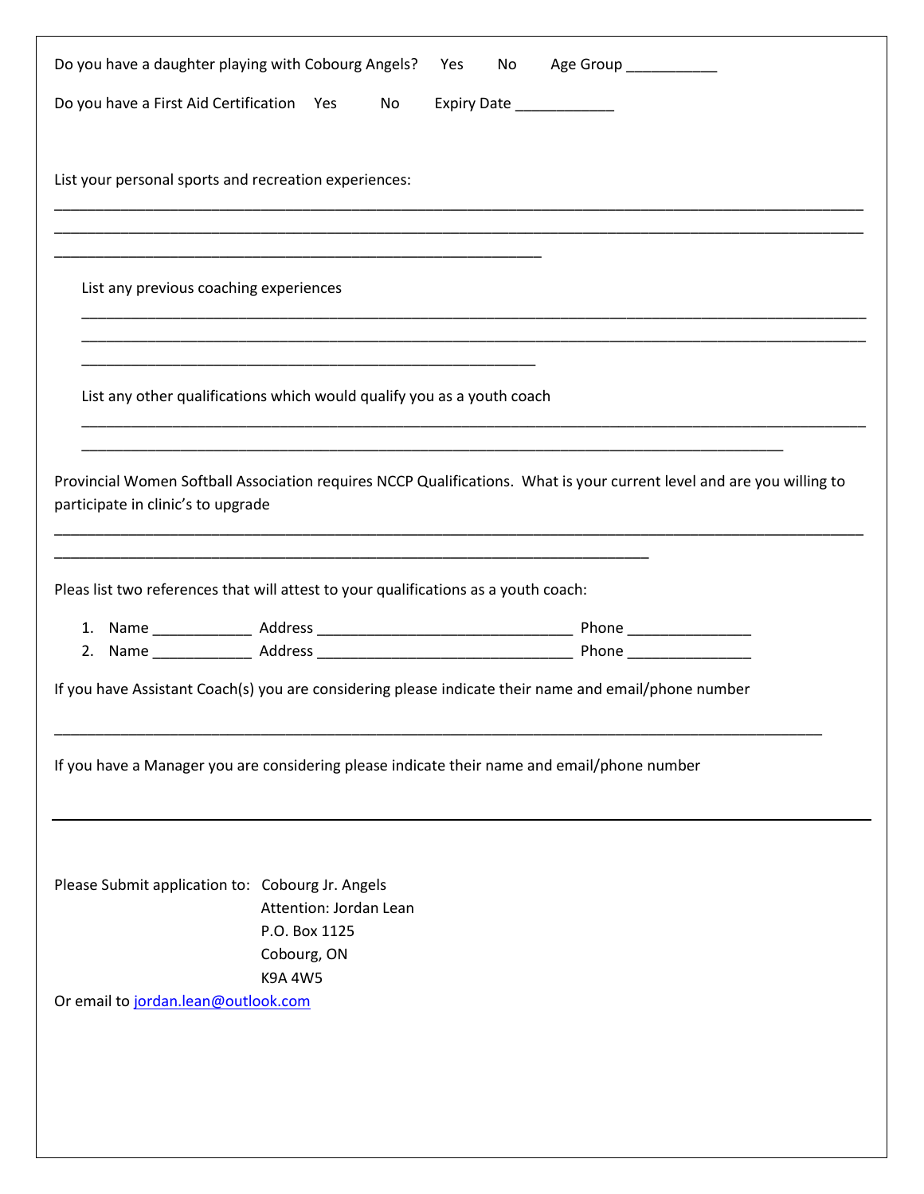Do you have a daughter playing with Cobourg Angels? Yes No Age Group ___________

Do you have a First Aid Certification Yes No Expiry Date ____________

List your personal sports and recreation experiences:

_______________________________________________________________________________________________

_______________________________________________________________________________________________

__________________________________________________________

List any previous coaching experiences

_______________________________________________________________________________________________

_______________________________________________________________________________________________

__________________________________________________________

List any other qualifications which would qualify you as a youth coach

_______________________________________________________________________________________________

_________________________________________________________________________________

Provincial Women Softball Association requires NCCP Qualifications. What is your current level and are you willing to participate in clinic's to upgrade

_______________________________________________________________________________________________

_______________________________________________________________________

Pleas list two references that will attest to your qualifications as a youth coach:

1. Name ____________ Address ______________________________ Phone _______________
2. Name ____________ Address ______________________________ Phone _______________

If you have Assistant Coach(s) you are considering please indicate their name and email/phone number

_______________________________________________________________________________________________

If you have a Manager you are considering please indicate their name and email/phone number

---

Please Submit application to: Cobourg Jr. Angels
Attention: Jordan Lean
P.O. Box 1125
Cobourg, ON
K9A 4W5

Or email to jordan.lean@outlook.com